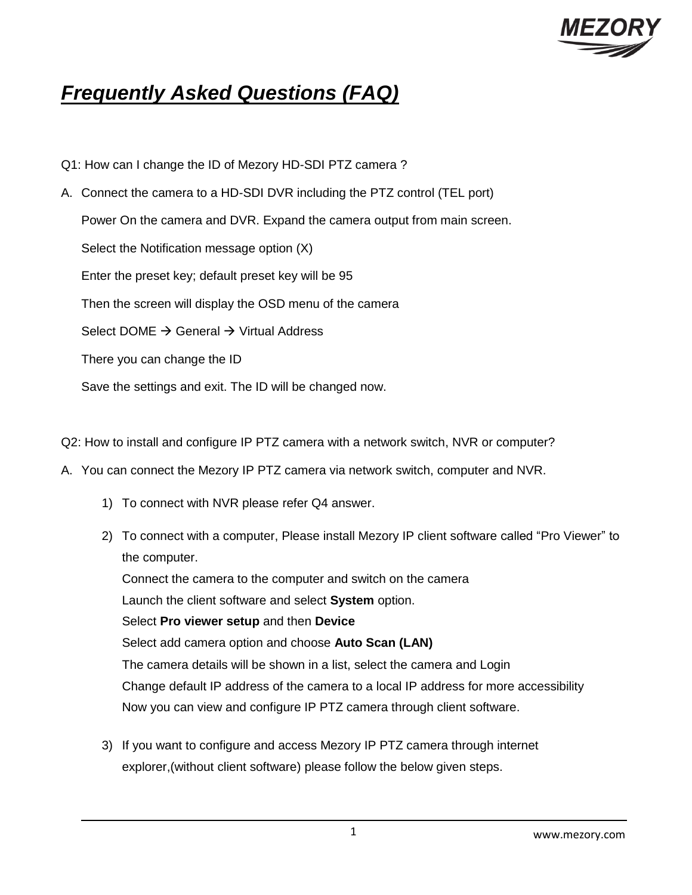# ***Frequently Asked Questions (FAQ)***

Q1: How can I change the ID of Mezory HD-SDI PTZ camera ?

A. Connect the camera to a HD-SDI DVR including the PTZ control (TEL port)

   Power On the camera and DVR. Expand the camera output from main screen.

   Select the Notification message option (X)

   Enter the preset key; default preset key will be 95

   Then the screen will display the OSD menu of the camera

   Select DOME → General → Virtual Address

   There you can change the ID

   Save the settings and exit. The ID will be changed now.

Q2: How to install and configure IP PTZ camera with a network switch, NVR or computer?

A. You can connect the Mezory IP PTZ camera via network switch, computer and NVR.

   1) To connect with NVR please refer Q4 answer.

   2) To connect with a computer, Please install Mezory IP client software called "Pro Viewer" to the computer.
      Connect the camera to the computer and switch on the camera
      Launch the client software and select **System** option.
      Select **Pro viewer setup** and then **Device**
      Select add camera option and choose **Auto Scan (LAN)**
      The camera details will be shown in a list, select the camera and Login
      Change default IP address of the camera to a local IP address for more accessibility
      Now you can view and configure IP PTZ camera through client software.

   3) If you want to configure and access Mezory IP PTZ camera through internet explorer,(without client software) please follow the below given steps.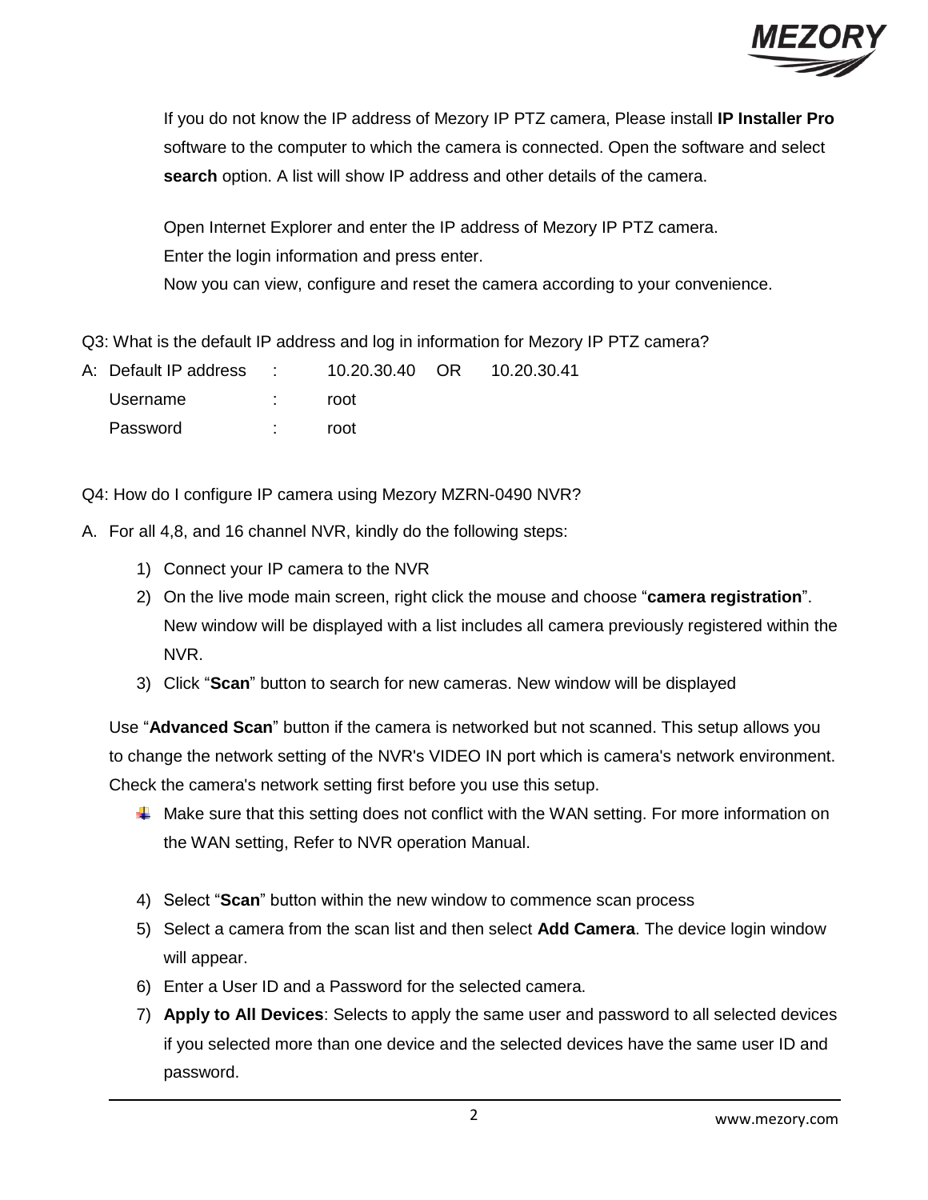If you do not know the IP address of Mezory IP PTZ camera, Please install **IP Installer Pro** software to the computer to which the camera is connected. Open the software and select **search** option. A list will show IP address and other details of the camera.

Open Internet Explorer and enter the IP address of Mezory IP PTZ camera.
Enter the login information and press enter.
Now you can view, configure and reset the camera according to your convenience.

Q3: What is the default IP address and log in information for Mezory IP PTZ camera?

A: Default IP address : 10.20.30.40 OR 10.20.30.41
Username : root
Password : root

Q4: How do I configure IP camera using Mezory MZRN-0490 NVR?

A. For all 4,8, and 16 channel NVR, kindly do the following steps:

1) Connect your IP camera to the NVR
2) On the live mode main screen, right click the mouse and choose "**camera registration**". New window will be displayed with a list includes all camera previously registered within the NVR.
3) Click "**Scan**" button to search for new cameras. New window will be displayed

Use "**Advanced Scan**" button if the camera is networked but not scanned. This setup allows you to change the network setting of the NVR's VIDEO IN port which is camera's network environment. Check the camera's network setting first before you use this setup.

- Make sure that this setting does not conflict with the WAN setting. For more information on the WAN setting, Refer to NVR operation Manual.

4) Select "**Scan**" button within the new window to commence scan process
5) Select a camera from the scan list and then select **Add Camera**. The device login window will appear.
6) Enter a User ID and a Password for the selected camera.
7) **Apply to All Devices**: Selects to apply the same user and password to all selected devices if you selected more than one device and the selected devices have the same user ID and password.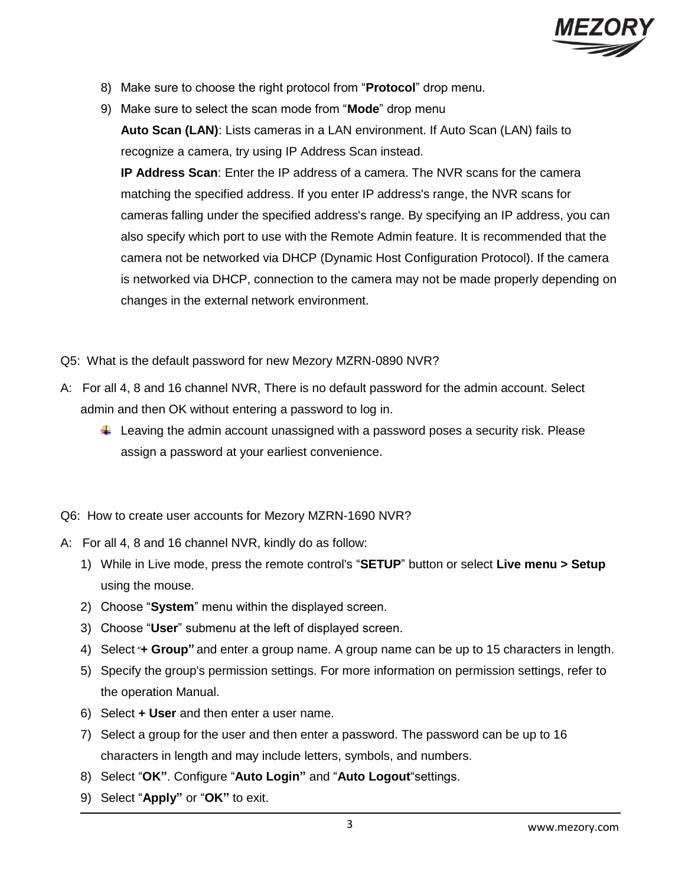8) Make sure to choose the right protocol from “**Protocol**” drop menu.
9) Make sure to select the scan mode from “**Mode**” drop menu

   **Auto Scan (LAN)**: Lists cameras in a LAN environment. If Auto Scan (LAN) fails to recognize a camera, try using IP Address Scan instead.

   **IP Address Scan**: Enter the IP address of a camera. The NVR scans for the camera matching the specified address. If you enter IP address's range, the NVR scans for cameras falling under the specified address's range. By specifying an IP address, you can also specify which port to use with the Remote Admin feature. It is recommended that the camera not be networked via DHCP (Dynamic Host Configuration Protocol). If the camera is networked via DHCP, connection to the camera may not be made properly depending on changes in the external network environment.

Q5: What is the default password for new Mezory MZRN-0890 NVR?

A: For all 4, 8 and 16 channel NVR, There is no default password for the admin account. Select admin and then OK without entering a password to log in.

- Leaving the admin account unassigned with a password poses a security risk. Please assign a password at your earliest convenience.

Q6: How to create user accounts for Mezory MZRN-1690 NVR?

A: For all 4, 8 and 16 channel NVR, kindly do as follow:

1) While in Live mode, press the remote control's “**SETUP**” button or select **Live menu > Setup** using the mouse.
2) Choose “**System**” menu within the displayed screen.
3) Choose “**User**” submenu at the left of displayed screen.
4) Select “**+ Group”** and enter a group name. A group name can be up to 15 characters in length.
5) Specify the group's permission settings. For more information on permission settings, refer to the operation Manual.
6) Select **+ User** and then enter a user name.
7) Select a group for the user and then enter a password. The password can be up to 16 characters in length and may include letters, symbols, and numbers.
8) Select “**OK”**. Configure “**Auto Login”** and “**Auto Logout**“settings.
9) Select “**Apply”** or “**OK”** to exit.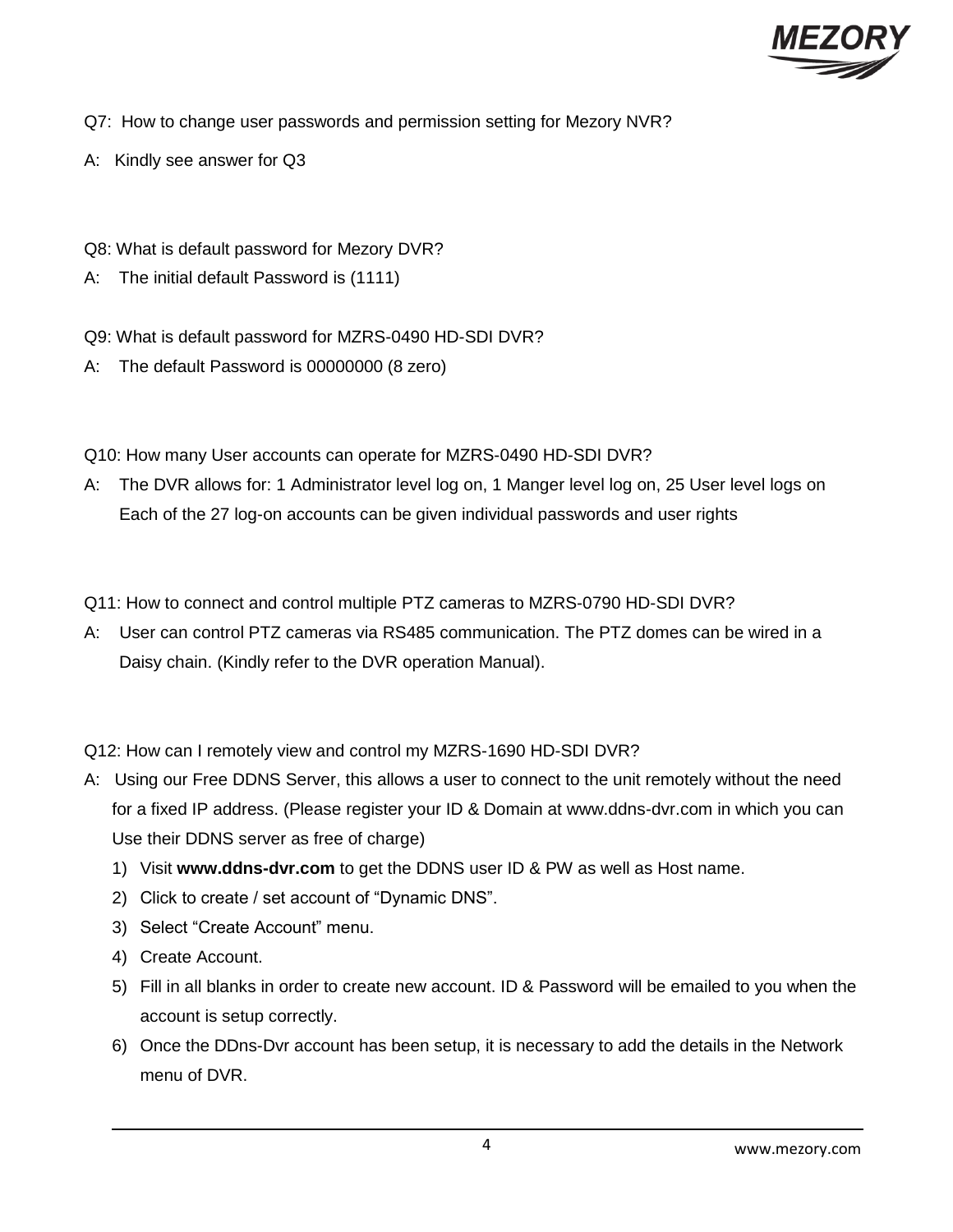Q7: How to change user passwords and permission setting for Mezory NVR?

A: Kindly see answer for Q3

Q8: What is default password for Mezory DVR?

A: The initial default Password is (1111)

Q9: What is default password for MZRS-0490 HD-SDI DVR?

A: The default Password is 00000000 (8 zero)

Q10: How many User accounts can operate for MZRS-0490 HD-SDI DVR?

A: The DVR allows for: 1 Administrator level log on, 1 Manger level log on, 25 User level logs on
Each of the 27 log-on accounts can be given individual passwords and user rights

Q11: How to connect and control multiple PTZ cameras to MZRS-0790 HD-SDI DVR?

A: User can control PTZ cameras via RS485 communication. The PTZ domes can be wired in a Daisy chain. (Kindly refer to the DVR operation Manual).

Q12: How can I remotely view and control my MZRS-1690 HD-SDI DVR?

A: Using our Free DDNS Server, this allows a user to connect to the unit remotely without the need for a fixed IP address. (Please register your ID & Domain at www.ddns-dvr.com in which you can Use their DDNS server as free of charge)

1) Visit **www.ddns-dvr.com** to get the DDNS user ID & PW as well as Host name.
2) Click to create / set account of "Dynamic DNS".
3) Select "Create Account" menu.
4) Create Account.
5) Fill in all blanks in order to create new account. ID & Password will be emailed to you when the account is setup correctly.
6) Once the DDns-Dvr account has been setup, it is necessary to add the details in the Network menu of DVR.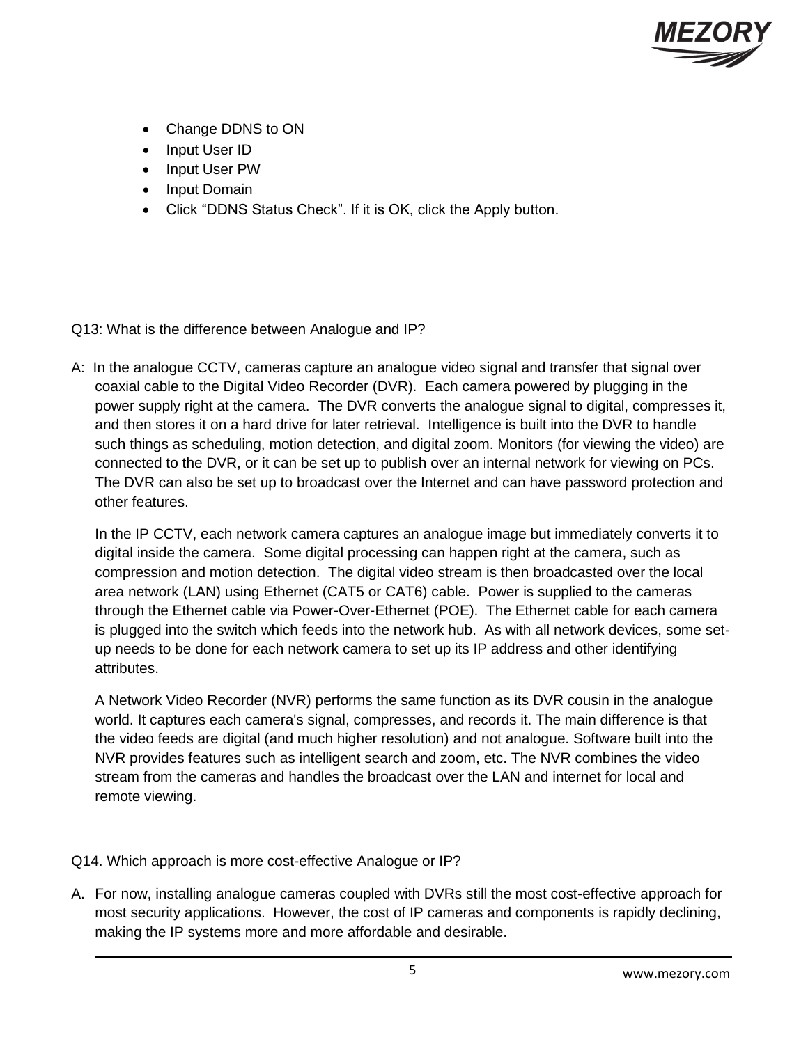- Change DDNS to ON
- Input User ID
- Input User PW
- Input Domain
- Click "DDNS Status Check". If it is OK, click the Apply button.

Q13: What is the difference between Analogue and IP?

A: In the analogue CCTV, cameras capture an analogue video signal and transfer that signal over coaxial cable to the Digital Video Recorder (DVR). Each camera powered by plugging in the power supply right at the camera. The DVR converts the analogue signal to digital, compresses it, and then stores it on a hard drive for later retrieval. Intelligence is built into the DVR to handle such things as scheduling, motion detection, and digital zoom. Monitors (for viewing the video) are connected to the DVR, or it can be set up to publish over an internal network for viewing on PCs. The DVR can also be set up to broadcast over the Internet and can have password protection and other features.

In the IP CCTV, each network camera captures an analogue image but immediately converts it to digital inside the camera. Some digital processing can happen right at the camera, such as compression and motion detection. The digital video stream is then broadcasted over the local area network (LAN) using Ethernet (CAT5 or CAT6) cable. Power is supplied to the cameras through the Ethernet cable via Power-Over-Ethernet (POE). The Ethernet cable for each camera is plugged into the switch which feeds into the network hub. As with all network devices, some set-up needs to be done for each network camera to set up its IP address and other identifying attributes.

A Network Video Recorder (NVR) performs the same function as its DVR cousin in the analogue world. It captures each camera's signal, compresses, and records it. The main difference is that the video feeds are digital (and much higher resolution) and not analogue. Software built into the NVR provides features such as intelligent search and zoom, etc. The NVR combines the video stream from the cameras and handles the broadcast over the LAN and internet for local and remote viewing.

Q14. Which approach is more cost-effective Analogue or IP?

A. For now, installing analogue cameras coupled with DVRs still the most cost-effective approach for most security applications. However, the cost of IP cameras and components is rapidly declining, making the IP systems more and more affordable and desirable.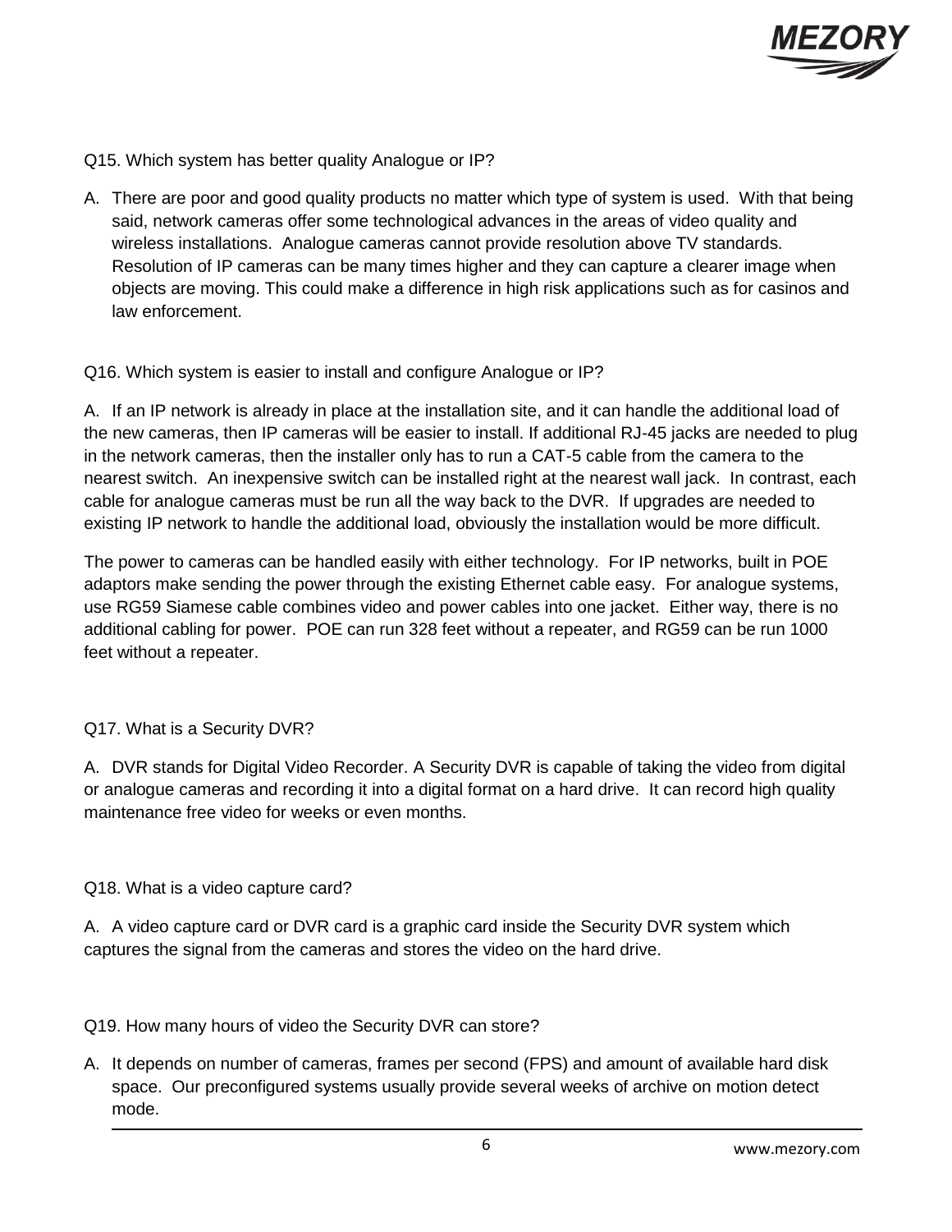Q15. Which system has better quality Analogue or IP?

A. There are poor and good quality products no matter which type of system is used. With that being said, network cameras offer some technological advances in the areas of video quality and wireless installations. Analogue cameras cannot provide resolution above TV standards. Resolution of IP cameras can be many times higher and they can capture a clearer image when objects are moving. This could make a difference in high risk applications such as for casinos and law enforcement.

Q16. Which system is easier to install and configure Analogue or IP?

A. If an IP network is already in place at the installation site, and it can handle the additional load of the new cameras, then IP cameras will be easier to install. If additional RJ-45 jacks are needed to plug in the network cameras, then the installer only has to run a CAT-5 cable from the camera to the nearest switch. An inexpensive switch can be installed right at the nearest wall jack. In contrast, each cable for analogue cameras must be run all the way back to the DVR. If upgrades are needed to existing IP network to handle the additional load, obviously the installation would be more difficult.

The power to cameras can be handled easily with either technology. For IP networks, built in POE adaptors make sending the power through the existing Ethernet cable easy. For analogue systems, use RG59 Siamese cable combines video and power cables into one jacket. Either way, there is no additional cabling for power. POE can run 328 feet without a repeater, and RG59 can be run 1000 feet without a repeater.

Q17. What is a Security DVR?

A. DVR stands for Digital Video Recorder. A Security DVR is capable of taking the video from digital or analogue cameras and recording it into a digital format on a hard drive. It can record high quality maintenance free video for weeks or even months.

Q18. What is a video capture card?

A. A video capture card or DVR card is a graphic card inside the Security DVR system which captures the signal from the cameras and stores the video on the hard drive.

Q19. How many hours of video the Security DVR can store?

A. It depends on number of cameras, frames per second (FPS) and amount of available hard disk space. Our preconfigured systems usually provide several weeks of archive on motion detect mode.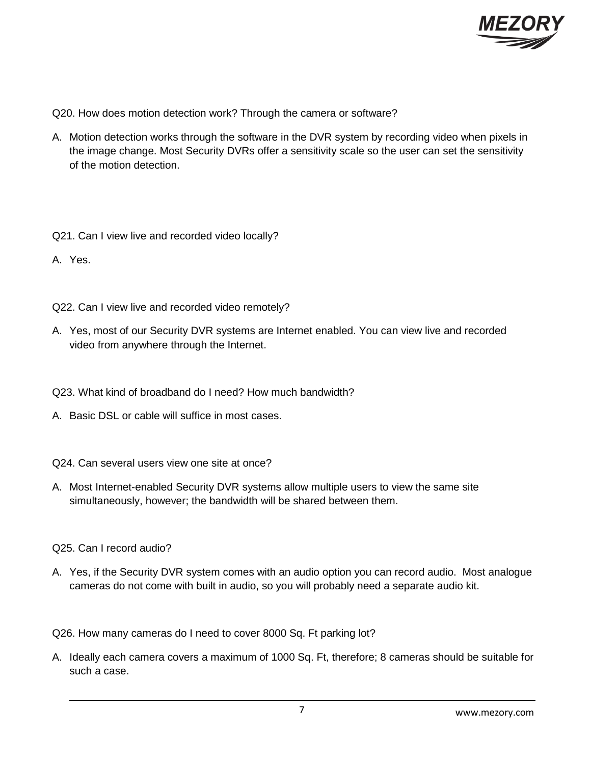Q20. How does motion detection work? Through the camera or software?

A. Motion detection works through the software in the DVR system by recording video when pixels in the image change. Most Security DVRs offer a sensitivity scale so the user can set the sensitivity of the motion detection.

Q21. Can I view live and recorded video locally?

A. Yes.

Q22. Can I view live and recorded video remotely?

A. Yes, most of our Security DVR systems are Internet enabled. You can view live and recorded video from anywhere through the Internet.

Q23. What kind of broadband do I need? How much bandwidth?

A. Basic DSL or cable will suffice in most cases.

Q24. Can several users view one site at once?

A. Most Internet-enabled Security DVR systems allow multiple users to view the same site simultaneously, however; the bandwidth will be shared between them.

Q25. Can I record audio?

A. Yes, if the Security DVR system comes with an audio option you can record audio. Most analogue cameras do not come with built in audio, so you will probably need a separate audio kit.

Q26. How many cameras do I need to cover 8000 Sq. Ft parking lot?

A. Ideally each camera covers a maximum of 1000 Sq. Ft, therefore; 8 cameras should be suitable for such a case.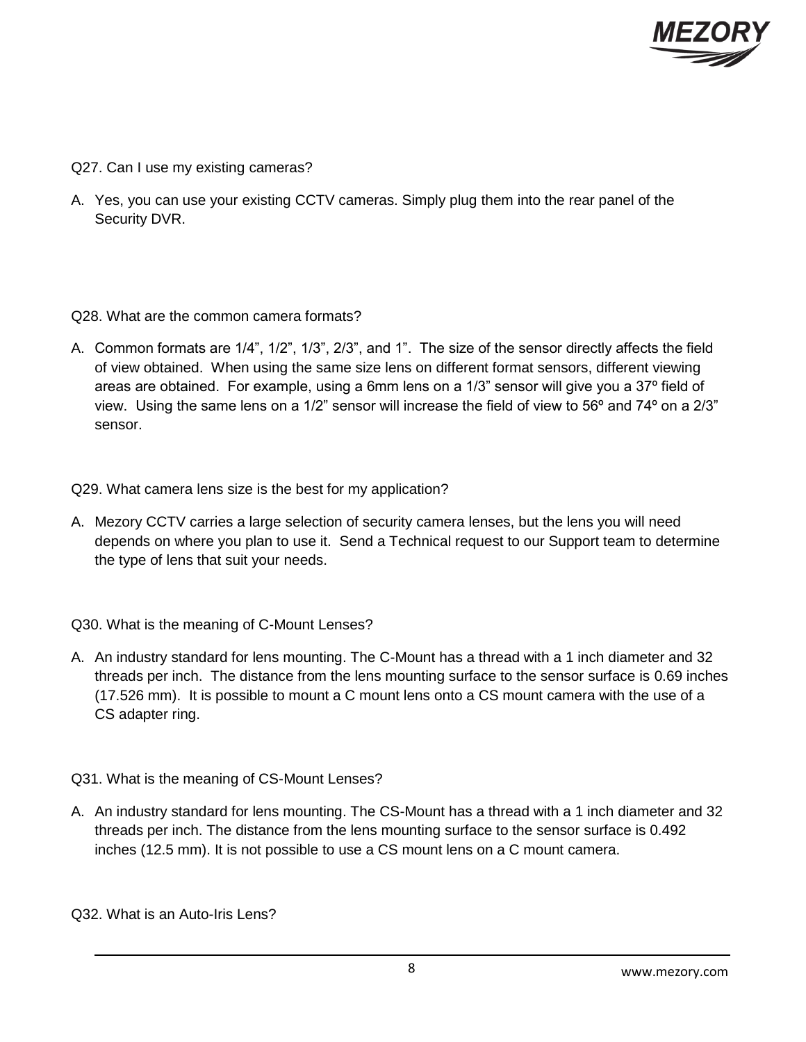Q27. Can I use my existing cameras?

A. Yes, you can use your existing CCTV cameras. Simply plug them into the rear panel of the Security DVR.

Q28. What are the common camera formats?

A. Common formats are 1/4”, 1/2”, 1/3”, 2/3”, and 1”. The size of the sensor directly affects the field of view obtained. When using the same size lens on different format sensors, different viewing areas are obtained. For example, using a 6mm lens on a 1/3” sensor will give you a 37º field of view. Using the same lens on a 1/2” sensor will increase the field of view to 56º and 74º on a 2/3” sensor.

Q29. What camera lens size is the best for my application?

A. Mezory CCTV carries a large selection of security camera lenses, but the lens you will need depends on where you plan to use it. Send a Technical request to our Support team to determine the type of lens that suit your needs.

Q30. What is the meaning of C-Mount Lenses?

A. An industry standard for lens mounting. The C-Mount has a thread with a 1 inch diameter and 32 threads per inch. The distance from the lens mounting surface to the sensor surface is 0.69 inches (17.526 mm). It is possible to mount a C mount lens onto a CS mount camera with the use of a CS adapter ring.

Q31. What is the meaning of CS-Mount Lenses?

A. An industry standard for lens mounting. The CS-Mount has a thread with a 1 inch diameter and 32 threads per inch. The distance from the lens mounting surface to the sensor surface is 0.492 inches (12.5 mm). It is not possible to use a CS mount lens on a C mount camera.

Q32. What is an Auto-Iris Lens?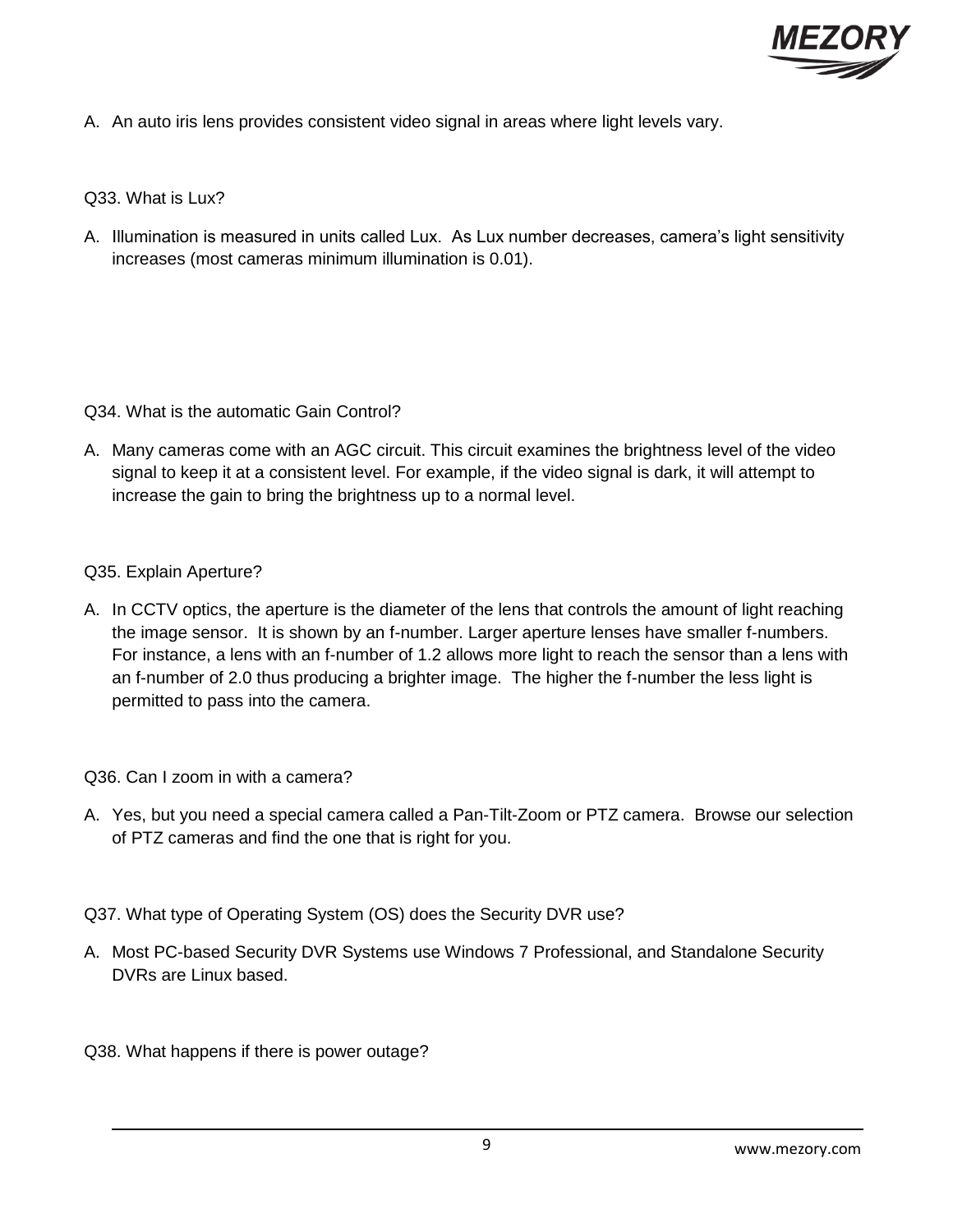A. An auto iris lens provides consistent video signal in areas where light levels vary.

Q33. What is Lux?

A. Illumination is measured in units called Lux. As Lux number decreases, camera's light sensitivity increases (most cameras minimum illumination is 0.01).

Q34. What is the automatic Gain Control?

A. Many cameras come with an AGC circuit. This circuit examines the brightness level of the video signal to keep it at a consistent level. For example, if the video signal is dark, it will attempt to increase the gain to bring the brightness up to a normal level.

Q35. Explain Aperture?

A. In CCTV optics, the aperture is the diameter of the lens that controls the amount of light reaching the image sensor. It is shown by an f-number. Larger aperture lenses have smaller f-numbers. For instance, a lens with an f-number of 1.2 allows more light to reach the sensor than a lens with an f-number of 2.0 thus producing a brighter image. The higher the f-number the less light is permitted to pass into the camera.

Q36. Can I zoom in with a camera?

A. Yes, but you need a special camera called a Pan-Tilt-Zoom or PTZ camera. Browse our selection of PTZ cameras and find the one that is right for you.

Q37. What type of Operating System (OS) does the Security DVR use?

A. Most PC-based Security DVR Systems use Windows 7 Professional, and Standalone Security DVRs are Linux based.

Q38. What happens if there is power outage?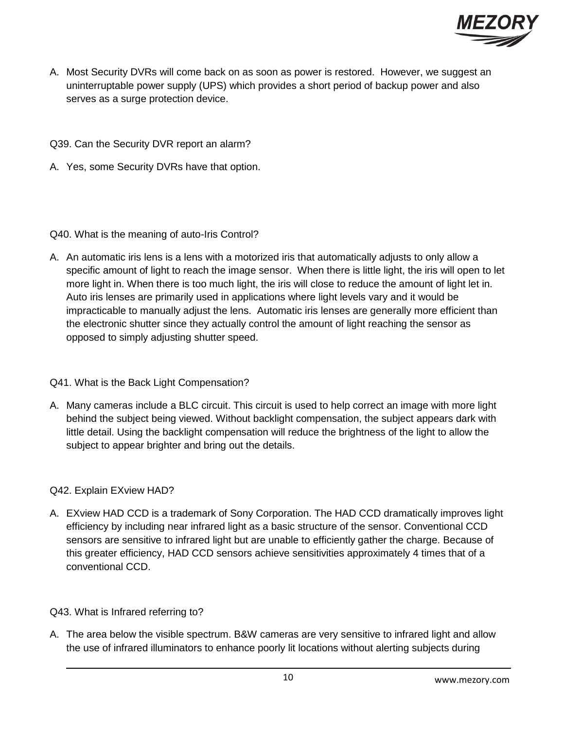A. Most Security DVRs will come back on as soon as power is restored. However, we suggest an uninterruptable power supply (UPS) which provides a short period of backup power and also serves as a surge protection device.

Q39. Can the Security DVR report an alarm?

A. Yes, some Security DVRs have that option.

Q40. What is the meaning of auto-Iris Control?

A. An automatic iris lens is a lens with a motorized iris that automatically adjusts to only allow a specific amount of light to reach the image sensor. When there is little light, the iris will open to let more light in. When there is too much light, the iris will close to reduce the amount of light let in. Auto iris lenses are primarily used in applications where light levels vary and it would be impracticable to manually adjust the lens. Automatic iris lenses are generally more efficient than the electronic shutter since they actually control the amount of light reaching the sensor as opposed to simply adjusting shutter speed.

Q41. What is the Back Light Compensation?

A. Many cameras include a BLC circuit. This circuit is used to help correct an image with more light behind the subject being viewed. Without backlight compensation, the subject appears dark with little detail. Using the backlight compensation will reduce the brightness of the light to allow the subject to appear brighter and bring out the details.

Q42. Explain EXview HAD?

A. EXview HAD CCD is a trademark of Sony Corporation. The HAD CCD dramatically improves light efficiency by including near infrared light as a basic structure of the sensor. Conventional CCD sensors are sensitive to infrared light but are unable to efficiently gather the charge. Because of this greater efficiency, HAD CCD sensors achieve sensitivities approximately 4 times that of a conventional CCD.

Q43. What is Infrared referring to?

A. The area below the visible spectrum. B&W cameras are very sensitive to infrared light and allow the use of infrared illuminators to enhance poorly lit locations without alerting subjects during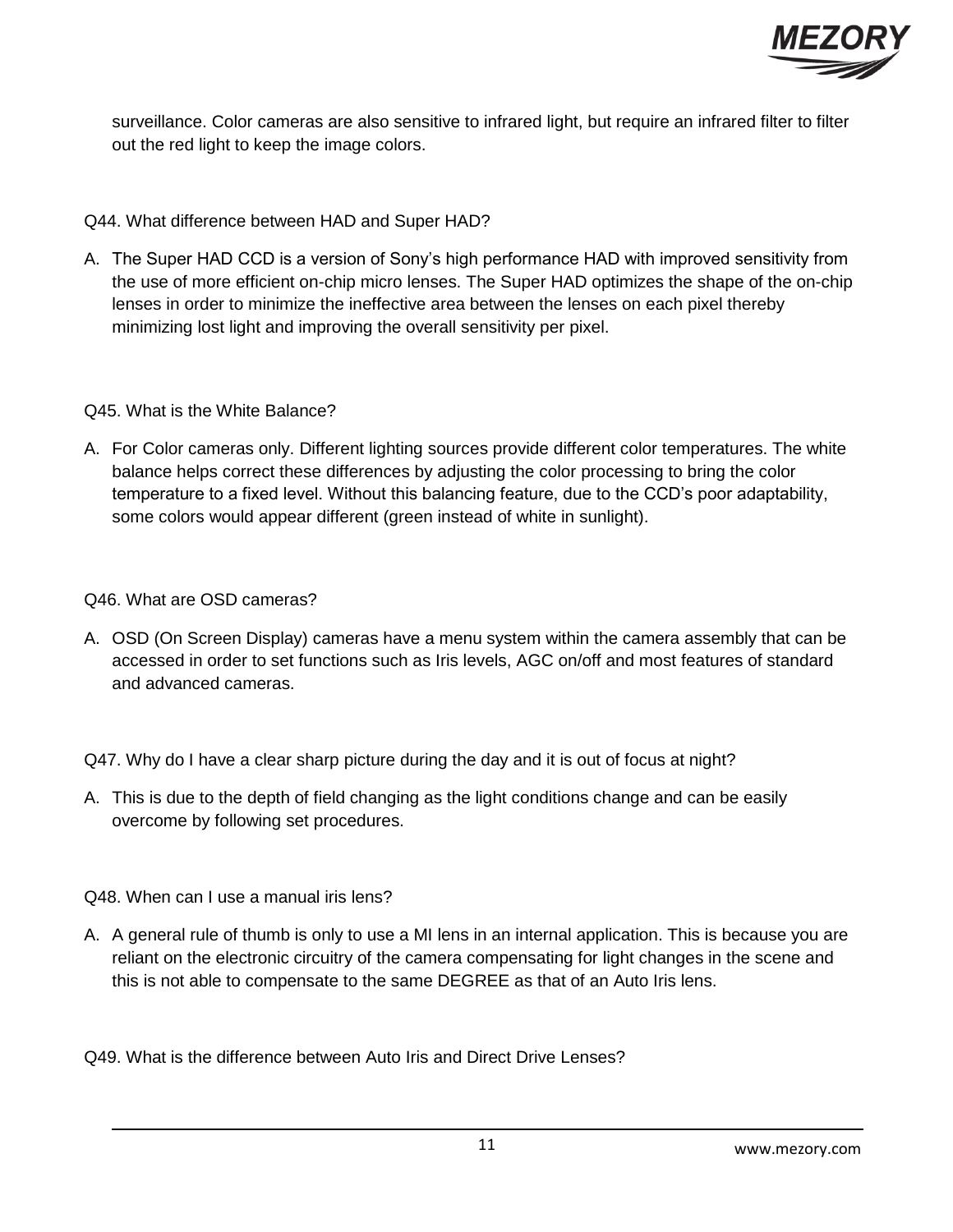surveillance. Color cameras are also sensitive to infrared light, but require an infrared filter to filter out the red light to keep the image colors.

Q44. What difference between HAD and Super HAD?

A. The Super HAD CCD is a version of Sony's high performance HAD with improved sensitivity from the use of more efficient on-chip micro lenses. The Super HAD optimizes the shape of the on-chip lenses in order to minimize the ineffective area between the lenses on each pixel thereby minimizing lost light and improving the overall sensitivity per pixel.

Q45. What is the White Balance?

A. For Color cameras only. Different lighting sources provide different color temperatures. The white balance helps correct these differences by adjusting the color processing to bring the color temperature to a fixed level. Without this balancing feature, due to the CCD's poor adaptability, some colors would appear different (green instead of white in sunlight).

Q46. What are OSD cameras?

A. OSD (On Screen Display) cameras have a menu system within the camera assembly that can be accessed in order to set functions such as Iris levels, AGC on/off and most features of standard and advanced cameras.

Q47. Why do I have a clear sharp picture during the day and it is out of focus at night?

A. This is due to the depth of field changing as the light conditions change and can be easily overcome by following set procedures.

Q48. When can I use a manual iris lens?

A. A general rule of thumb is only to use a MI lens in an internal application. This is because you are reliant on the electronic circuitry of the camera compensating for light changes in the scene and this is not able to compensate to the same DEGREE as that of an Auto Iris lens.

Q49. What is the difference between Auto Iris and Direct Drive Lenses?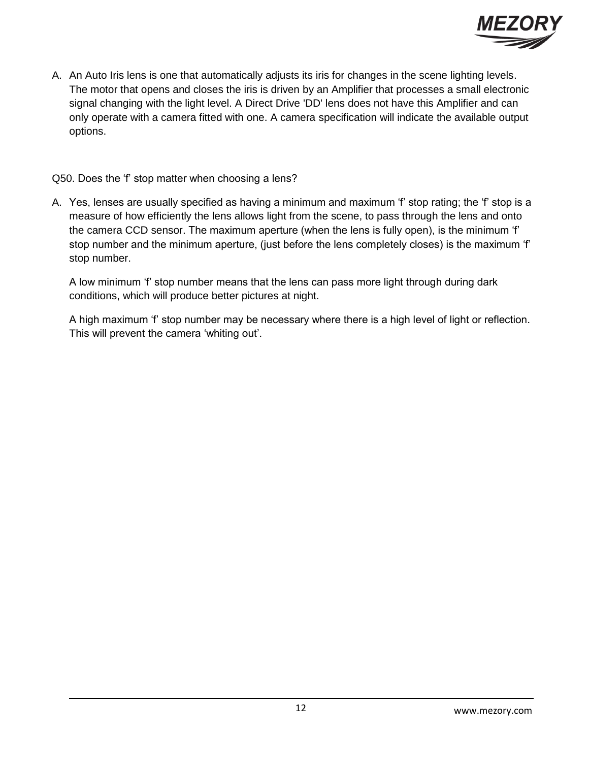A. An Auto Iris lens is one that automatically adjusts its iris for changes in the scene lighting levels. The motor that opens and closes the iris is driven by an Amplifier that processes a small electronic signal changing with the light level. A Direct Drive 'DD' lens does not have this Amplifier and can only operate with a camera fitted with one. A camera specification will indicate the available output options.

Q50. Does the ‘f’ stop matter when choosing a lens?

A. Yes, lenses are usually specified as having a minimum and maximum ‘f’ stop rating; the ‘f’ stop is a measure of how efficiently the lens allows light from the scene, to pass through the lens and onto the camera CCD sensor. The maximum aperture (when the lens is fully open), is the minimum ‘f’ stop number and the minimum aperture, (just before the lens completely closes) is the maximum ‘f’ stop number.

A low minimum ‘f’ stop number means that the lens can pass more light through during dark conditions, which will produce better pictures at night.

A high maximum ‘f’ stop number may be necessary where there is a high level of light or reflection. This will prevent the camera ‘whiting out’.